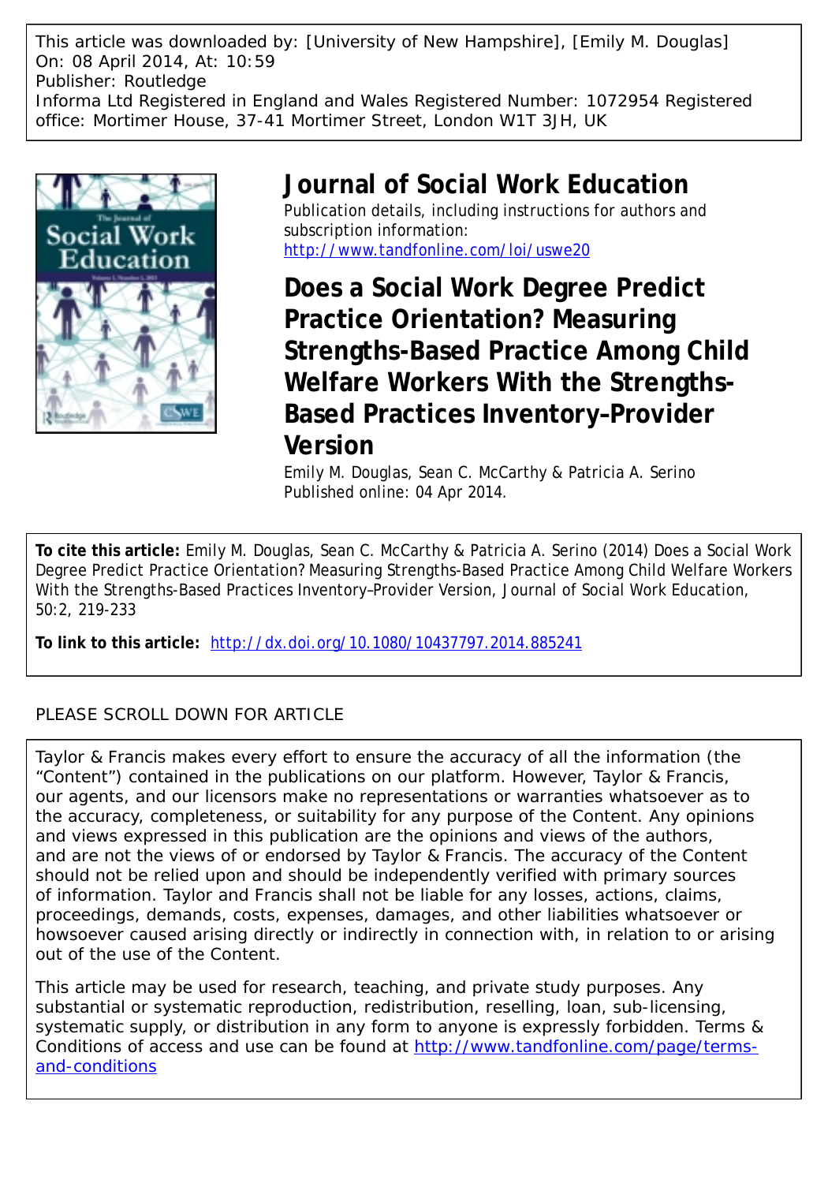This article was downloaded by: [University of New Hampshire], [Emily M. Douglas]
On: 08 April 2014, At: 10:59
Publisher: Routledge
Informa Ltd Registered in England and Wales Registered Number: 1072954 Registered office: Mortimer House, 37-41 Mortimer Street, London W1T 3JH, UK

# Journal of Social Work Education

Publication details, including instructions for authors and subscription information:
http://www.tandfonline.com/loi/uswe20

## Does a Social Work Degree Predict Practice Orientation? Measuring Strengths-Based Practice Among Child Welfare Workers With the Strengths-Based Practices Inventory–Provider Version

Emily M. Douglas, Sean C. McCarthy & Patricia A. Serino
Published online: 04 Apr 2014.

**To cite this article:** Emily M. Douglas, Sean C. McCarthy & Patricia A. Serino (2014) Does a Social Work Degree Predict Practice Orientation? Measuring Strengths-Based Practice Among Child Welfare Workers With the Strengths-Based Practices Inventory–Provider Version, Journal of Social Work Education, 50:2, 219-233

**To link to this article:** http://dx.doi.org/10.1080/10437797.2014.885241

PLEASE SCROLL DOWN FOR ARTICLE

Taylor & Francis makes every effort to ensure the accuracy of all the information (the "Content") contained in the publications on our platform. However, Taylor & Francis, our agents, and our licensors make no representations or warranties whatsoever as to the accuracy, completeness, or suitability for any purpose of the Content. Any opinions and views expressed in this publication are the opinions and views of the authors, and are not the views of or endorsed by Taylor & Francis. The accuracy of the Content should not be relied upon and should be independently verified with primary sources of information. Taylor and Francis shall not be liable for any losses, actions, claims, proceedings, demands, costs, expenses, damages, and other liabilities whatsoever or howsoever caused arising directly or indirectly in connection with, in relation to or arising out of the use of the Content.

This article may be used for research, teaching, and private study purposes. Any substantial or systematic reproduction, redistribution, reselling, loan, sub-licensing, systematic supply, or distribution in any form to anyone is expressly forbidden. Terms & Conditions of access and use can be found at http://www.tandfonline.com/page/terms-and-conditions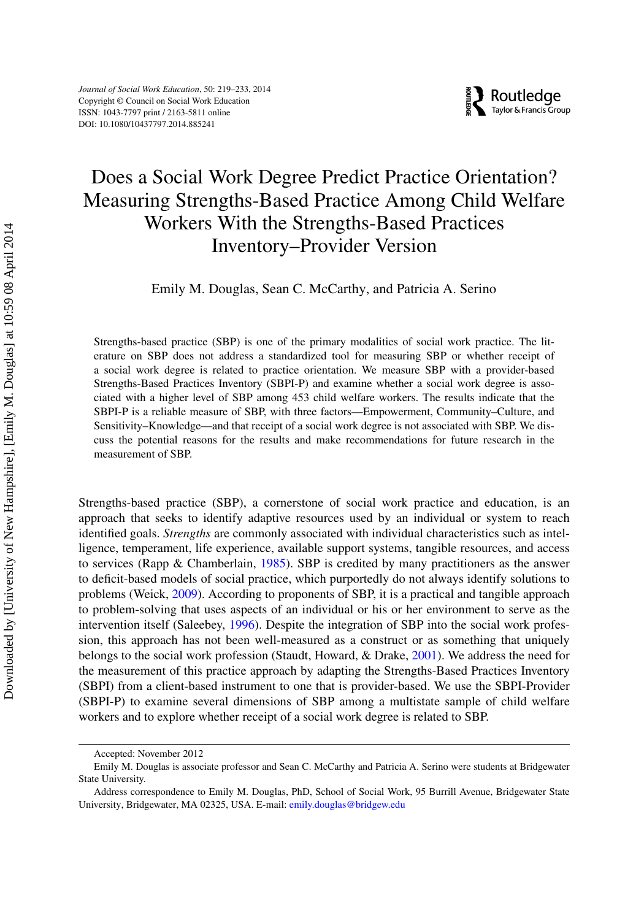Journal of Social Work Education, 50: 219–233, 2014
Copyright © Council on Social Work Education
ISSN: 1043-7797 print / 2163-5811 online
DOI: 10.1080/10437797.2014.885241

# Does a Social Work Degree Predict Practice Orientation? Measuring Strengths-Based Practice Among Child Welfare Workers With the Strengths-Based Practices Inventory–Provider Version

Emily M. Douglas, Sean C. McCarthy, and Patricia A. Serino

Strengths-based practice (SBP) is one of the primary modalities of social work practice. The literature on SBP does not address a standardized tool for measuring SBP or whether receipt of a social work degree is related to practice orientation. We measure SBP with a provider-based Strengths-Based Practices Inventory (SBPI-P) and examine whether a social work degree is associated with a higher level of SBP among 453 child welfare workers. The results indicate that the SBPI-P is a reliable measure of SBP, with three factors—Empowerment, Community–Culture, and Sensitivity–Knowledge—and that receipt of a social work degree is not associated with SBP. We discuss the potential reasons for the results and make recommendations for future research in the measurement of SBP.

Strengths-based practice (SBP), a cornerstone of social work practice and education, is an approach that seeks to identify adaptive resources used by an individual or system to reach identified goals. *Strengths* are commonly associated with individual characteristics such as intelligence, temperament, life experience, available support systems, tangible resources, and access to services (Rapp & Chamberlain, 1985). SBP is credited by many practitioners as the answer to deficit-based models of social practice, which purportedly do not always identify solutions to problems (Weick, 2009). According to proponents of SBP, it is a practical and tangible approach to problem-solving that uses aspects of an individual or his or her environment to serve as the intervention itself (Saleebey, 1996). Despite the integration of SBP into the social work profession, this approach has not been well-measured as a construct or as something that uniquely belongs to the social work profession (Staudt, Howard, & Drake, 2001). We address the need for the measurement of this practice approach by adapting the Strengths-Based Practices Inventory (SBPI) from a client-based instrument to one that is provider-based. We use the SBPI-Provider (SBPI-P) to examine several dimensions of SBP among a multistate sample of child welfare workers and to explore whether receipt of a social work degree is related to SBP.

Accepted: November 2012

Emily M. Douglas is associate professor and Sean C. McCarthy and Patricia A. Serino were students at Bridgewater State University.

Address correspondence to Emily M. Douglas, PhD, School of Social Work, 95 Burrill Avenue, Bridgewater State University, Bridgewater, MA 02325, USA. E-mail: emily.douglas@bridgew.edu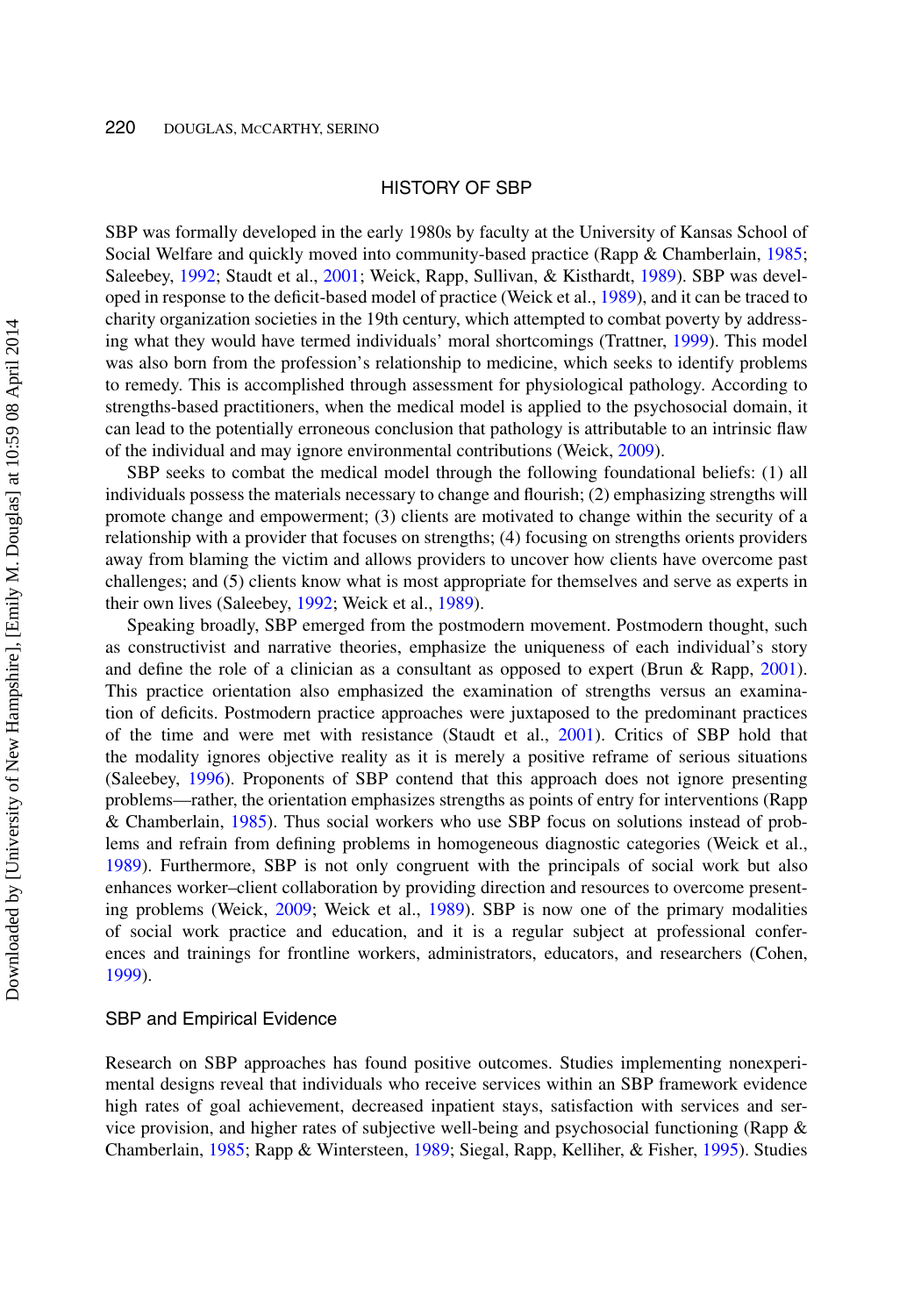## HISTORY OF SBP

SBP was formally developed in the early 1980s by faculty at the University of Kansas School of Social Welfare and quickly moved into community-based practice (Rapp & Chamberlain, 1985; Saleebey, 1992; Staudt et al., 2001; Weick, Rapp, Sullivan, & Kisthardt, 1989). SBP was developed in response to the deficit-based model of practice (Weick et al., 1989), and it can be traced to charity organization societies in the 19th century, which attempted to combat poverty by addressing what they would have termed individuals' moral shortcomings (Trattner, 1999). This model was also born from the profession's relationship to medicine, which seeks to identify problems to remedy. This is accomplished through assessment for physiological pathology. According to strengths-based practitioners, when the medical model is applied to the psychosocial domain, it can lead to the potentially erroneous conclusion that pathology is attributable to an intrinsic flaw of the individual and may ignore environmental contributions (Weick, 2009).

SBP seeks to combat the medical model through the following foundational beliefs: (1) all individuals possess the materials necessary to change and flourish; (2) emphasizing strengths will promote change and empowerment; (3) clients are motivated to change within the security of a relationship with a provider that focuses on strengths; (4) focusing on strengths orients providers away from blaming the victim and allows providers to uncover how clients have overcome past challenges; and (5) clients know what is most appropriate for themselves and serve as experts in their own lives (Saleebey, 1992; Weick et al., 1989).

Speaking broadly, SBP emerged from the postmodern movement. Postmodern thought, such as constructivist and narrative theories, emphasize the uniqueness of each individual's story and define the role of a clinician as a consultant as opposed to expert (Brun & Rapp, 2001). This practice orientation also emphasized the examination of strengths versus an examination of deficits. Postmodern practice approaches were juxtaposed to the predominant practices of the time and were met with resistance (Staudt et al., 2001). Critics of SBP hold that the modality ignores objective reality as it is merely a positive reframe of serious situations (Saleebey, 1996). Proponents of SBP contend that this approach does not ignore presenting problems—rather, the orientation emphasizes strengths as points of entry for interventions (Rapp & Chamberlain, 1985). Thus social workers who use SBP focus on solutions instead of problems and refrain from defining problems in homogeneous diagnostic categories (Weick et al., 1989). Furthermore, SBP is not only congruent with the principals of social work but also enhances worker–client collaboration by providing direction and resources to overcome presenting problems (Weick, 2009; Weick et al., 1989). SBP is now one of the primary modalities of social work practice and education, and it is a regular subject at professional conferences and trainings for frontline workers, administrators, educators, and researchers (Cohen, 1999).

### SBP and Empirical Evidence

Research on SBP approaches has found positive outcomes. Studies implementing nonexperimental designs reveal that individuals who receive services within an SBP framework evidence high rates of goal achievement, decreased inpatient stays, satisfaction with services and service provision, and higher rates of subjective well-being and psychosocial functioning (Rapp & Chamberlain, 1985; Rapp & Wintersteen, 1989; Siegal, Rapp, Kelliher, & Fisher, 1995). Studies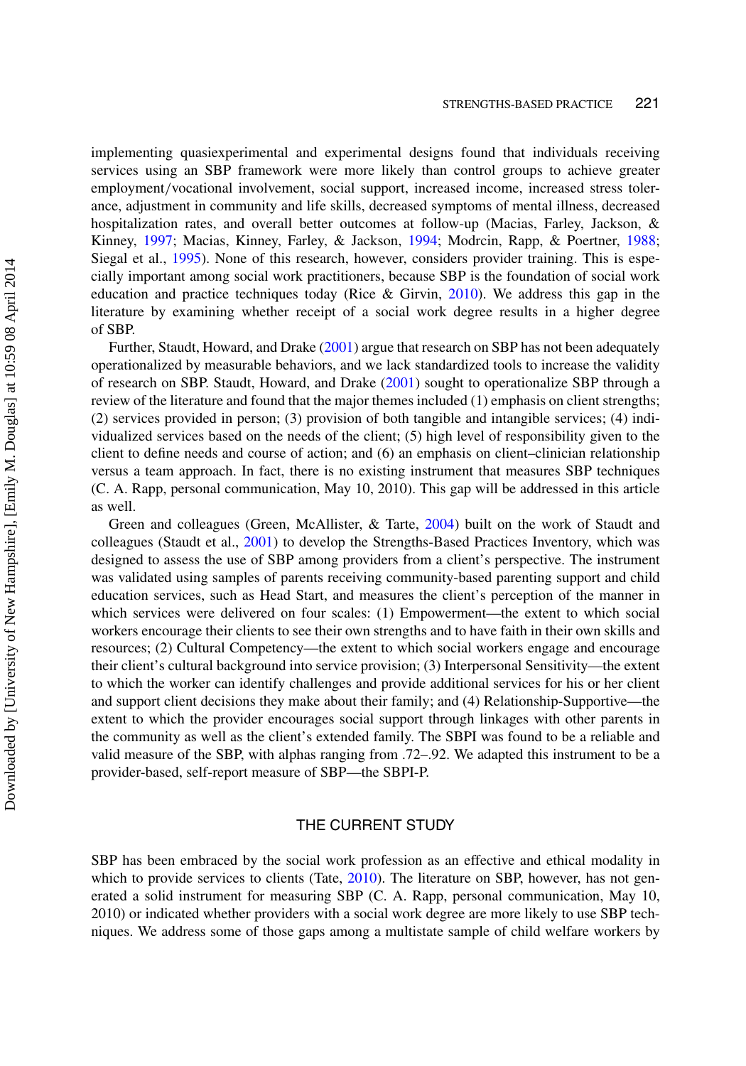implementing quasiexperimental and experimental designs found that individuals receiving services using an SBP framework were more likely than control groups to achieve greater employment/vocational involvement, social support, increased income, increased stress tolerance, adjustment in community and life skills, decreased symptoms of mental illness, decreased hospitalization rates, and overall better outcomes at follow-up (Macias, Farley, Jackson, & Kinney, 1997; Macias, Kinney, Farley, & Jackson, 1994; Modrcin, Rapp, & Poertner, 1988; Siegal et al., 1995). None of this research, however, considers provider training. This is especially important among social work practitioners, because SBP is the foundation of social work education and practice techniques today (Rice & Girvin, 2010). We address this gap in the literature by examining whether receipt of a social work degree results in a higher degree of SBP.

Further, Staudt, Howard, and Drake (2001) argue that research on SBP has not been adequately operationalized by measurable behaviors, and we lack standardized tools to increase the validity of research on SBP. Staudt, Howard, and Drake (2001) sought to operationalize SBP through a review of the literature and found that the major themes included (1) emphasis on client strengths; (2) services provided in person; (3) provision of both tangible and intangible services; (4) individualized services based on the needs of the client; (5) high level of responsibility given to the client to define needs and course of action; and (6) an emphasis on client–clinician relationship versus a team approach. In fact, there is no existing instrument that measures SBP techniques (C. A. Rapp, personal communication, May 10, 2010). This gap will be addressed in this article as well.

Green and colleagues (Green, McAllister, & Tarte, 2004) built on the work of Staudt and colleagues (Staudt et al., 2001) to develop the Strengths-Based Practices Inventory, which was designed to assess the use of SBP among providers from a client's perspective. The instrument was validated using samples of parents receiving community-based parenting support and child education services, such as Head Start, and measures the client's perception of the manner in which services were delivered on four scales: (1) Empowerment—the extent to which social workers encourage their clients to see their own strengths and to have faith in their own skills and resources; (2) Cultural Competency—the extent to which social workers engage and encourage their client's cultural background into service provision; (3) Interpersonal Sensitivity—the extent to which the worker can identify challenges and provide additional services for his or her client and support client decisions they make about their family; and (4) Relationship-Supportive—the extent to which the provider encourages social support through linkages with other parents in the community as well as the client's extended family. The SBPI was found to be a reliable and valid measure of the SBP, with alphas ranging from .72–.92. We adapted this instrument to be a provider-based, self-report measure of SBP—the SBPI-P.

## THE CURRENT STUDY

SBP has been embraced by the social work profession as an effective and ethical modality in which to provide services to clients (Tate, 2010). The literature on SBP, however, has not generated a solid instrument for measuring SBP (C. A. Rapp, personal communication, May 10, 2010) or indicated whether providers with a social work degree are more likely to use SBP techniques. We address some of those gaps among a multistate sample of child welfare workers by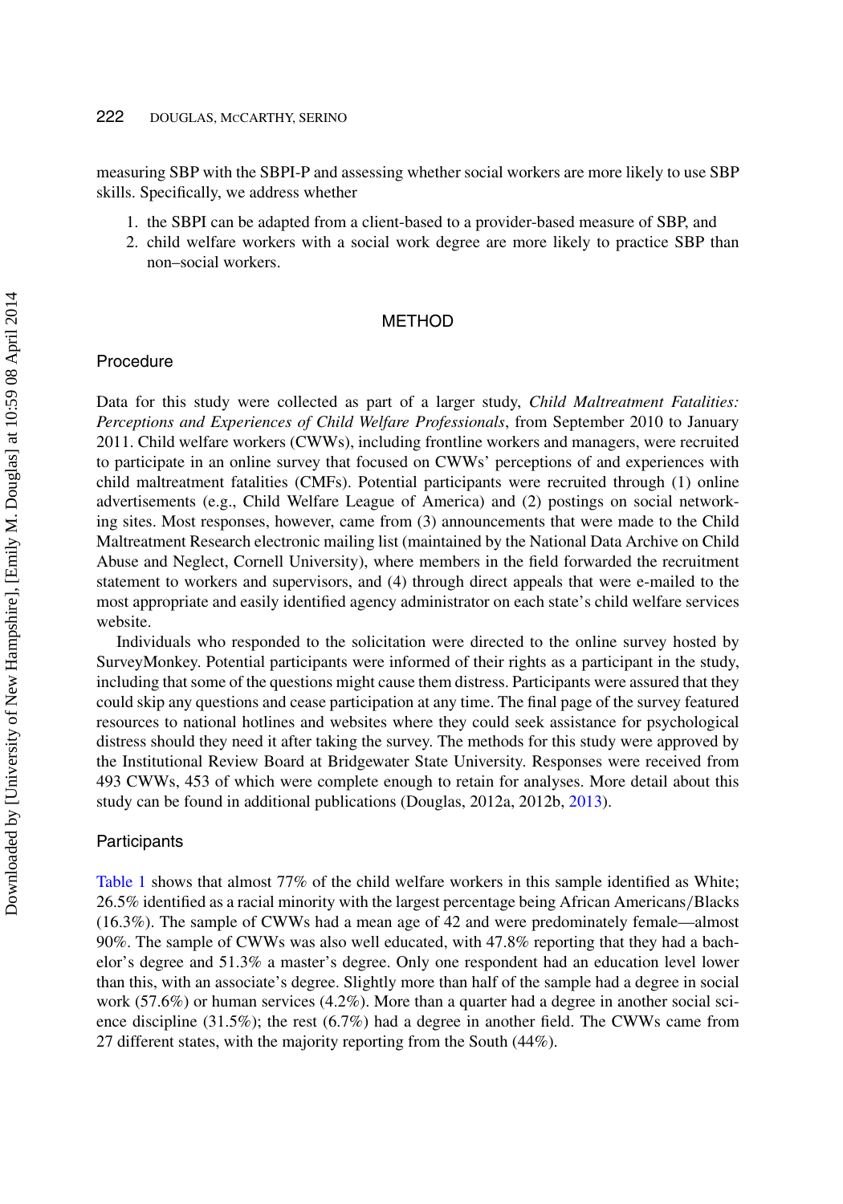measuring SBP with the SBPI-P and assessing whether social workers are more likely to use SBP skills. Specifically, we address whether

1. the SBPI can be adapted from a client-based to a provider-based measure of SBP, and
2. child welfare workers with a social work degree are more likely to practice SBP than non–social workers.

# METHOD

## Procedure

Data for this study were collected as part of a larger study, *Child Maltreatment Fatalities: Perceptions and Experiences of Child Welfare Professionals*, from September 2010 to January 2011. Child welfare workers (CWWs), including frontline workers and managers, were recruited to participate in an online survey that focused on CWWs' perceptions of and experiences with child maltreatment fatalities (CMFs). Potential participants were recruited through (1) online advertisements (e.g., Child Welfare League of America) and (2) postings on social networking sites. Most responses, however, came from (3) announcements that were made to the Child Maltreatment Research electronic mailing list (maintained by the National Data Archive on Child Abuse and Neglect, Cornell University), where members in the field forwarded the recruitment statement to workers and supervisors, and (4) through direct appeals that were e-mailed to the most appropriate and easily identified agency administrator on each state's child welfare services website.

Individuals who responded to the solicitation were directed to the online survey hosted by SurveyMonkey. Potential participants were informed of their rights as a participant in the study, including that some of the questions might cause them distress. Participants were assured that they could skip any questions and cease participation at any time. The final page of the survey featured resources to national hotlines and websites where they could seek assistance for psychological distress should they need it after taking the survey. The methods for this study were approved by the Institutional Review Board at Bridgewater State University. Responses were received from 493 CWWs, 453 of which were complete enough to retain for analyses. More detail about this study can be found in additional publications (Douglas, 2012a, 2012b, 2013).

## Participants

Table 1 shows that almost 77% of the child welfare workers in this sample identified as White; 26.5% identified as a racial minority with the largest percentage being African Americans/Blacks (16.3%). The sample of CWWs had a mean age of 42 and were predominately female—almost 90%. The sample of CWWs was also well educated, with 47.8% reporting that they had a bachelor's degree and 51.3% a master's degree. Only one respondent had an education level lower than this, with an associate's degree. Slightly more than half of the sample had a degree in social work (57.6%) or human services (4.2%). More than a quarter had a degree in another social science discipline (31.5%); the rest (6.7%) had a degree in another field. The CWWs came from 27 different states, with the majority reporting from the South (44%).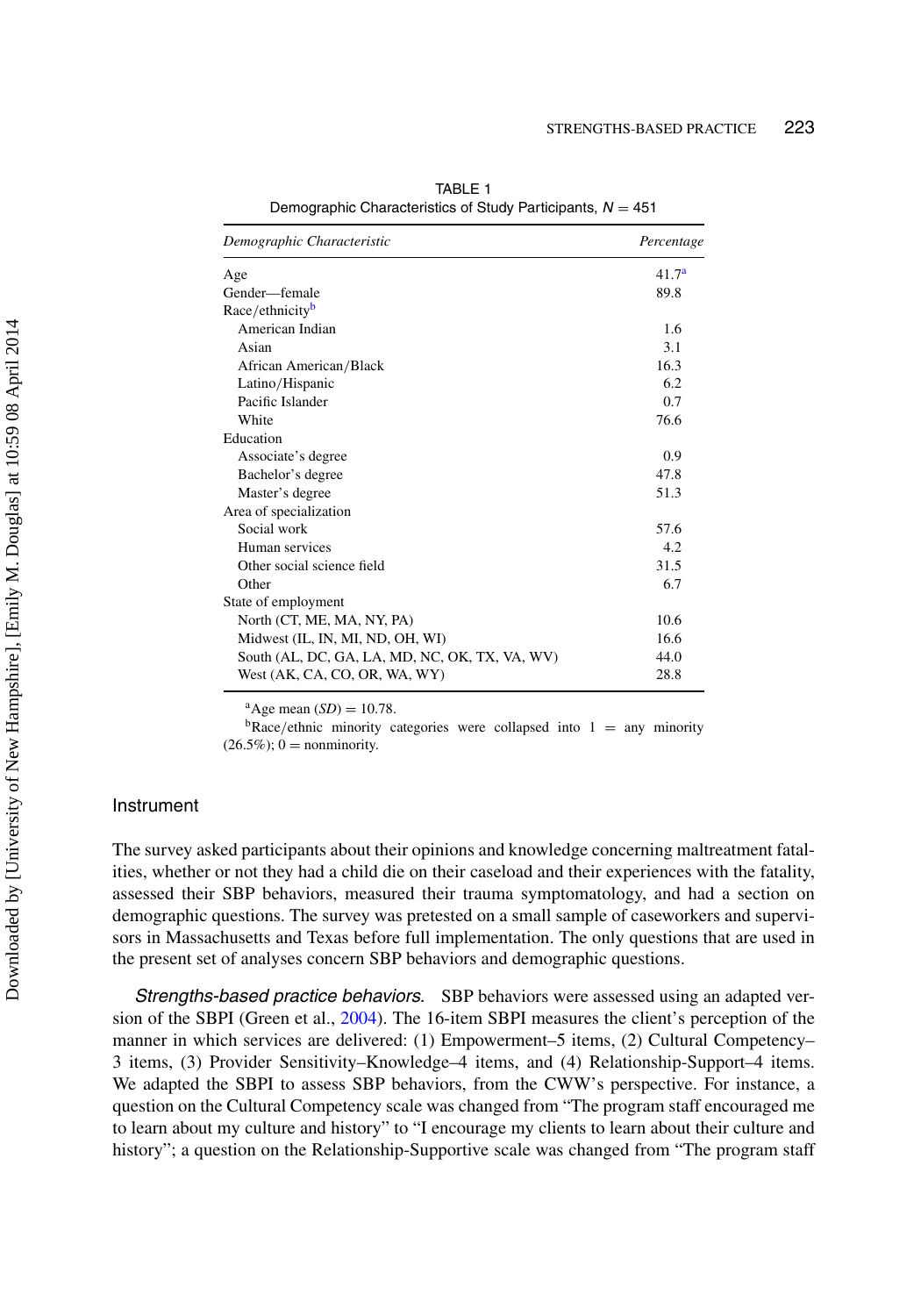TABLE 1
Demographic Characteristics of Study Participants, $N = 451$

| *Demographic Characteristic* | *Percentage* |
|---|---|
| Age | 41.7[a] |
| Gender—female | 89.8 |
| Race/ethnicity[b] | |
| American Indian | 1.6 |
| Asian | 3.1 |
| African American/Black | 16.3 |
| Latino/Hispanic | 6.2 |
| Pacific Islander | 0.7 |
| White | 76.6 |
| Education | |
| Associate's degree | 0.9 |
| Bachelor's degree | 47.8 |
| Master's degree | 51.3 |
| Area of specialization | |
| Social work | 57.6 |
| Human services | 4.2 |
| Other social science field | 31.5 |
| Other | 6.7 |
| State of employment | |
| North (CT, ME, MA, NY, PA) | 10.6 |
| Midwest (IL, IN, MI, ND, OH, WI) | 16.6 |
| South (AL, DC, GA, LA, MD, NC, OK, TX, VA, WV) | 44.0 |
| West (AK, CA, CO, OR, WA, WY) | 28.8 |

[a]Age mean (*SD*) = 10.78.
[b]Race/ethnic minority categories were collapsed into 1 = any minority (26.5%); 0 = nonminority.

## Instrument

The survey asked participants about their opinions and knowledge concerning maltreatment fatalities, whether or not they had a child die on their caseload and their experiences with the fatality, assessed their SBP behaviors, measured their trauma symptomatology, and had a section on demographic questions. The survey was pretested on a small sample of caseworkers and supervisors in Massachusetts and Texas before full implementation. The only questions that are used in the present set of analyses concern SBP behaviors and demographic questions.

*Strengths-based practice behaviors.* SBP behaviors were assessed using an adapted version of the SBPI (Green et al., 2004). The 16-item SBPI measures the client's perception of the manner in which services are delivered: (1) Empowerment–5 items, (2) Cultural Competency–3 items, (3) Provider Sensitivity–Knowledge–4 items, and (4) Relationship-Support–4 items. We adapted the SBPI to assess SBP behaviors, from the CWW's perspective. For instance, a question on the Cultural Competency scale was changed from "The program staff encouraged me to learn about my culture and history" to "I encourage my clients to learn about their culture and history"; a question on the Relationship-Supportive scale was changed from "The program staff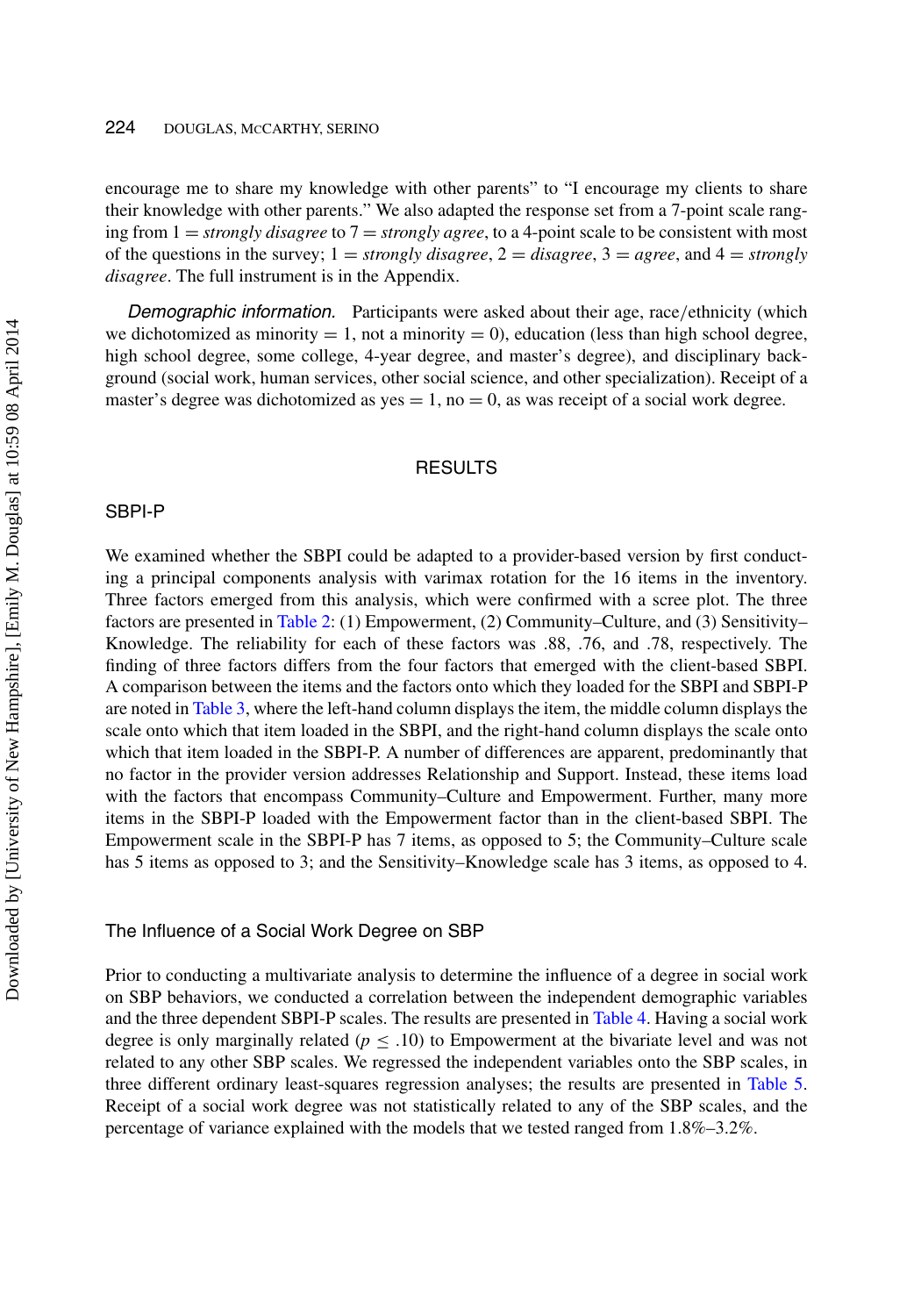encourage me to share my knowledge with other parents" to "I encourage my clients to share their knowledge with other parents." We also adapted the response set from a 7-point scale ranging from 1 = *strongly disagree* to 7 = *strongly agree*, to a 4-point scale to be consistent with most of the questions in the survey; 1 = *strongly disagree*, 2 = *disagree*, 3 = *agree*, and 4 = *strongly disagree*. The full instrument is in the Appendix.

*Demographic information.* Participants were asked about their age, race/ethnicity (which we dichotomized as minority = 1, not a minority = 0), education (less than high school degree, high school degree, some college, 4-year degree, and master's degree), and disciplinary background (social work, human services, other social science, and other specialization). Receipt of a master's degree was dichotomized as yes = 1, no = 0, as was receipt of a social work degree.

## RESULTS

### SBPI-P

We examined whether the SBPI could be adapted to a provider-based version by first conducting a principal components analysis with varimax rotation for the 16 items in the inventory. Three factors emerged from this analysis, which were confirmed with a scree plot. The three factors are presented in Table 2: (1) Empowerment, (2) Community–Culture, and (3) Sensitivity–Knowledge. The reliability for each of these factors was .88, .76, and .78, respectively. The finding of three factors differs from the four factors that emerged with the client-based SBPI. A comparison between the items and the factors onto which they loaded for the SBPI and SBPI-P are noted in Table 3, where the left-hand column displays the item, the middle column displays the scale onto which that item loaded in the SBPI, and the right-hand column displays the scale onto which that item loaded in the SBPI-P. A number of differences are apparent, predominantly that no factor in the provider version addresses Relationship and Support. Instead, these items load with the factors that encompass Community–Culture and Empowerment. Further, many more items in the SBPI-P loaded with the Empowerment factor than in the client-based SBPI. The Empowerment scale in the SBPI-P has 7 items, as opposed to 5; the Community–Culture scale has 5 items as opposed to 3; and the Sensitivity–Knowledge scale has 3 items, as opposed to 4.

### The Influence of a Social Work Degree on SBP

Prior to conducting a multivariate analysis to determine the influence of a degree in social work on SBP behaviors, we conducted a correlation between the independent demographic variables and the three dependent SBPI-P scales. The results are presented in Table 4. Having a social work degree is only marginally related ($p \leq .10$) to Empowerment at the bivariate level and was not related to any other SBP scales. We regressed the independent variables onto the SBP scales, in three different ordinary least-squares regression analyses; the results are presented in Table 5. Receipt of a social work degree was not statistically related to any of the SBP scales, and the percentage of variance explained with the models that we tested ranged from 1.8%–3.2%.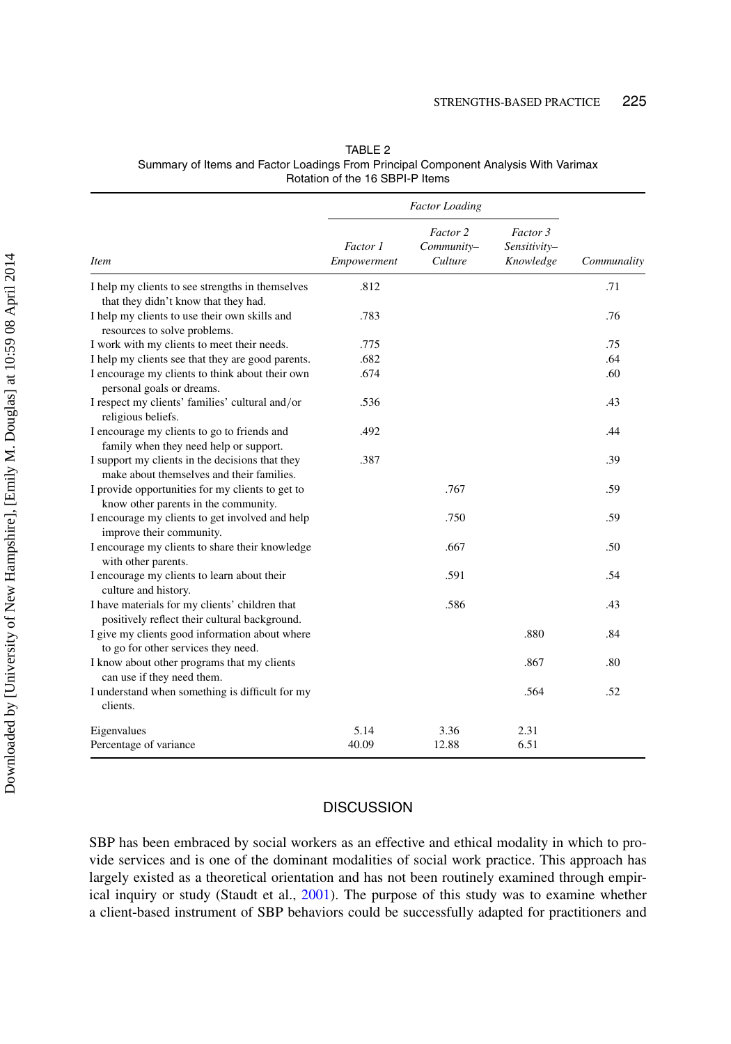TABLE 2
Summary of Items and Factor Loadings From Principal Component Analysis With Varimax Rotation of the 16 SBPI-P Items

| | *Factor Loading* | | | |
|---|---|---|---|---|
| *Item* | *Factor 1 Empowerment* | *Factor 2 Community–Culture* | *Factor 3 Sensitivity–Knowledge* | *Communality* |
| I help my clients to see strengths in themselves that they didn't know that they had. | .812 | | | .71 |
| I help my clients to use their own skills and resources to solve problems. | .783 | | | .76 |
| I work with my clients to meet their needs. | .775 | | | .75 |
| I help my clients see that they are good parents. | .682 | | | .64 |
| I encourage my clients to think about their own personal goals or dreams. | .674 | | | .60 |
| I respect my clients' families' cultural and/or religious beliefs. | .536 | | | .43 |
| I encourage my clients to go to friends and family when they need help or support. | .492 | | | .44 |
| I support my clients in the decisions that they make about themselves and their families. | .387 | | | .39 |
| I provide opportunities for my clients to get to know other parents in the community. | | .767 | | .59 |
| I encourage my clients to get involved and help improve their community. | | .750 | | .59 |
| I encourage my clients to share their knowledge with other parents. | | .667 | | .50 |
| I encourage my clients to learn about their culture and history. | | .591 | | .54 |
| I have materials for my clients' children that positively reflect their cultural background. | | .586 | | .43 |
| I give my clients good information about where to go for other services they need. | | | .880 | .84 |
| I know about other programs that my clients can use if they need them. | | | .867 | .80 |
| I understand when something is difficult for my clients. | | | .564 | .52 |
| Eigenvalues | 5.14 | 3.36 | 2.31 | |
| Percentage of variance | 40.09 | 12.88 | 6.51 | |

## DISCUSSION

SBP has been embraced by social workers as an effective and ethical modality in which to provide services and is one of the dominant modalities of social work practice. This approach has largely existed as a theoretical orientation and has not been routinely examined through empirical inquiry or study (Staudt et al., 2001). The purpose of this study was to examine whether a client-based instrument of SBP behaviors could be successfully adapted for practitioners and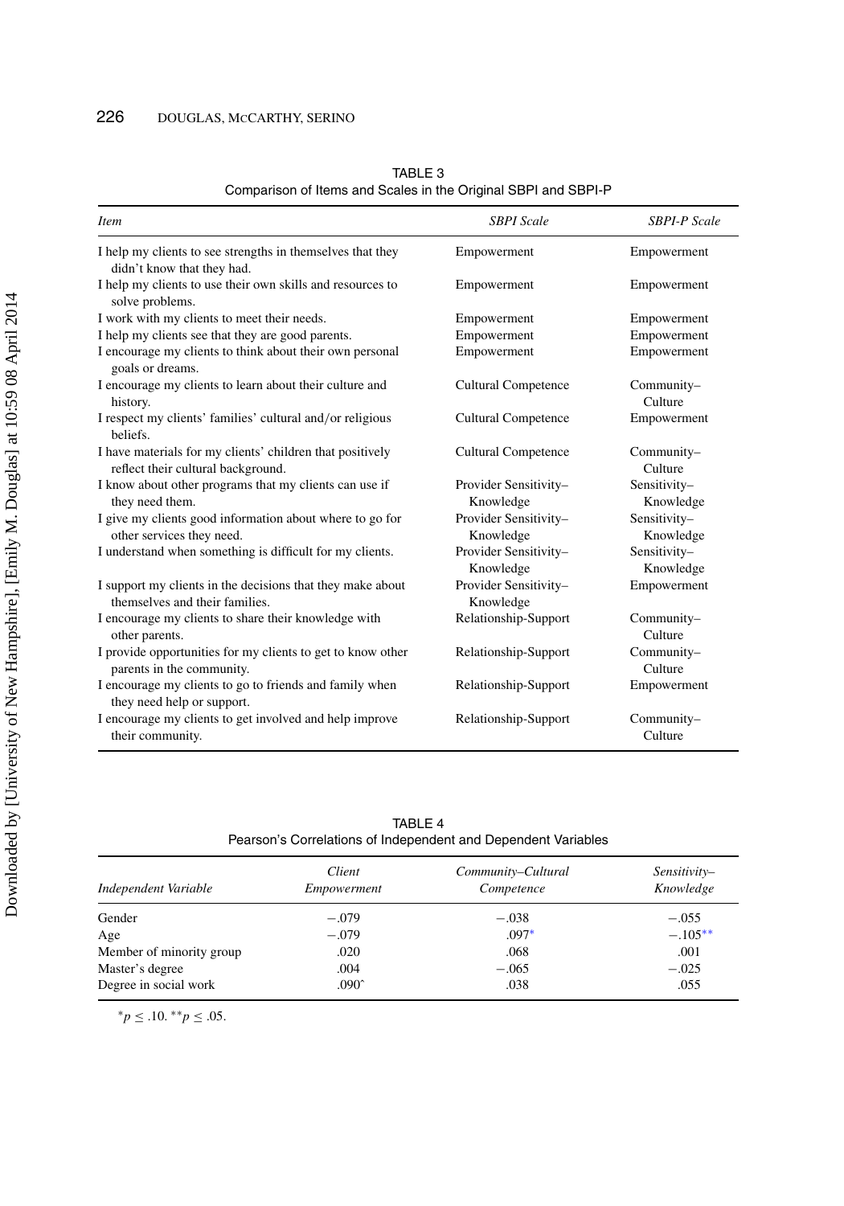TABLE 3
Comparison of Items and Scales in the Original SBPI and SBPI-P

| *Item* | *SBPI Scale* | *SBPI-P Scale* |
|---|---|---|
| I help my clients to see strengths in themselves that they didn't know that they had. | Empowerment | Empowerment |
| I help my clients to use their own skills and resources to solve problems. | Empowerment | Empowerment |
| I work with my clients to meet their needs. | Empowerment | Empowerment |
| I help my clients see that they are good parents. | Empowerment | Empowerment |
| I encourage my clients to think about their own personal goals or dreams. | Empowerment | Empowerment |
| I encourage my clients to learn about their culture and history. | Cultural Competence | Community–Culture |
| I respect my clients' families' cultural and/or religious beliefs. | Cultural Competence | Empowerment |
| I have materials for my clients' children that positively reflect their cultural background. | Cultural Competence | Community–Culture |
| I know about other programs that my clients can use if they need them. | Provider Sensitivity–Knowledge | Sensitivity–Knowledge |
| I give my clients good information about where to go for other services they need. | Provider Sensitivity–Knowledge | Sensitivity–Knowledge |
| I understand when something is difficult for my clients. | Provider Sensitivity–Knowledge | Sensitivity–Knowledge |
| I support my clients in the decisions that they make about themselves and their families. | Provider Sensitivity–Knowledge | Empowerment |
| I encourage my clients to share their knowledge with other parents. | Relationship-Support | Community–Culture |
| I provide opportunities for my clients to get to know other parents in the community. | Relationship-Support | Community–Culture |
| I encourage my clients to go to friends and family when they need help or support. | Relationship-Support | Empowerment |
| I encourage my clients to get involved and help improve their community. | Relationship-Support | Community–Culture |

TABLE 4
Pearson's Correlations of Independent and Dependent Variables

| *Independent Variable* | *Client Empowerment* | *Community–Cultural Competence* | *Sensitivity–Knowledge* |
|---|---|---|---|
| Gender | −.079 | −.038 | −.055 |
| Age | −.079 | .097* | −.105** |
| Member of minority group | .020 | .068 | .001 |
| Master's degree | .004 | −.065 | −.025 |
| Degree in social work | .090^ | .038 | .055 |

*$p \leq .10$. **$p \leq .05$.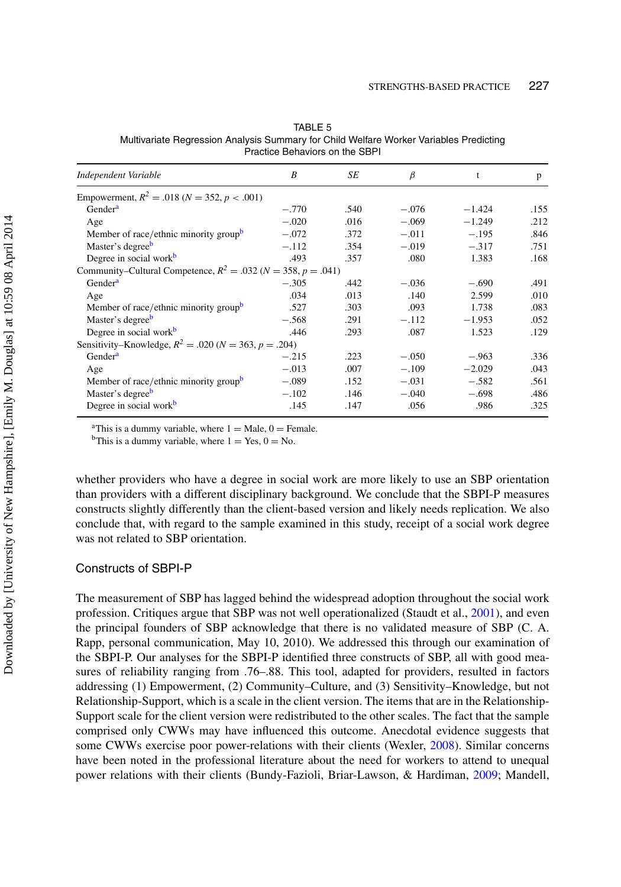TABLE 5
Multivariate Regression Analysis Summary for Child Welfare Worker Variables Predicting Practice Behaviors on the SBPI

| *Independent Variable* | *B* | *SE* | *β* | t | p |
|---|---|---|---|---|---|
| Empowerment, $R^2 = .018$ ($N = 352$, $p < .001$) | | | | | |
| Gender[a] | −.770 | .540 | −.076 | −1.424 | .155 |
| Age | −.020 | .016 | −.069 | −1.249 | .212 |
| Member of race/ethnic minority group[b] | −.072 | .372 | −.011 | −.195 | .846 |
| Master's degree[b] | −.112 | .354 | −.019 | −.317 | .751 |
| Degree in social work[b] | .493 | .357 | .080 | 1.383 | .168 |
| Community–Cultural Competence, $R^2 = .032$ ($N = 358$, $p = .041$) | | | | | |
| Gender[a] | −.305 | .442 | −.036 | −.690 | .491 |
| Age | .034 | .013 | .140 | 2.599 | .010 |
| Member of race/ethnic minority group[b] | .527 | .303 | .093 | 1.738 | .083 |
| Master's degree[b] | −.568 | .291 | −.112 | −1.953 | .052 |
| Degree in social work[b] | .446 | .293 | .087 | 1.523 | .129 |
| Sensitivity–Knowledge, $R^2 = .020$ ($N = 363$, $p = .204$) | | | | | |
| Gender[a] | −.215 | .223 | −.050 | −.963 | .336 |
| Age | −.013 | .007 | −.109 | −2.029 | .043 |
| Member of race/ethnic minority group[b] | −.089 | .152 | −.031 | −.582 | .561 |
| Master's degree[b] | −.102 | .146 | −.040 | −.698 | .486 |
| Degree in social work[b] | .145 | .147 | .056 | .986 | .325 |

[a]This is a dummy variable, where 1 = Male, 0 = Female.
[b]This is a dummy variable, where 1 = Yes, 0 = No.

whether providers who have a degree in social work are more likely to use an SBP orientation than providers with a different disciplinary background. We conclude that the SBPI-P measures constructs slightly differently than the client-based version and likely needs replication. We also conclude that, with regard to the sample examined in this study, receipt of a social work degree was not related to SBP orientation.

### Constructs of SBPI-P

The measurement of SBP has lagged behind the widespread adoption throughout the social work profession. Critiques argue that SBP was not well operationalized (Staudt et al., 2001), and even the principal founders of SBP acknowledge that there is no validated measure of SBP (C. A. Rapp, personal communication, May 10, 2010). We addressed this through our examination of the SBPI-P. Our analyses for the SBPI-P identified three constructs of SBP, all with good measures of reliability ranging from .76–.88. This tool, adapted for providers, resulted in factors addressing (1) Empowerment, (2) Community–Culture, and (3) Sensitivity–Knowledge, but not Relationship-Support, which is a scale in the client version. The items that are in the Relationship-Support scale for the client version were redistributed to the other scales. The fact that the sample comprised only CWWs may have influenced this outcome. Anecdotal evidence suggests that some CWWs exercise poor power-relations with their clients (Wexler, 2008). Similar concerns have been noted in the professional literature about the need for workers to attend to unequal power relations with their clients (Bundy-Fazioli, Briar-Lawson, & Hardiman, 2009; Mandell,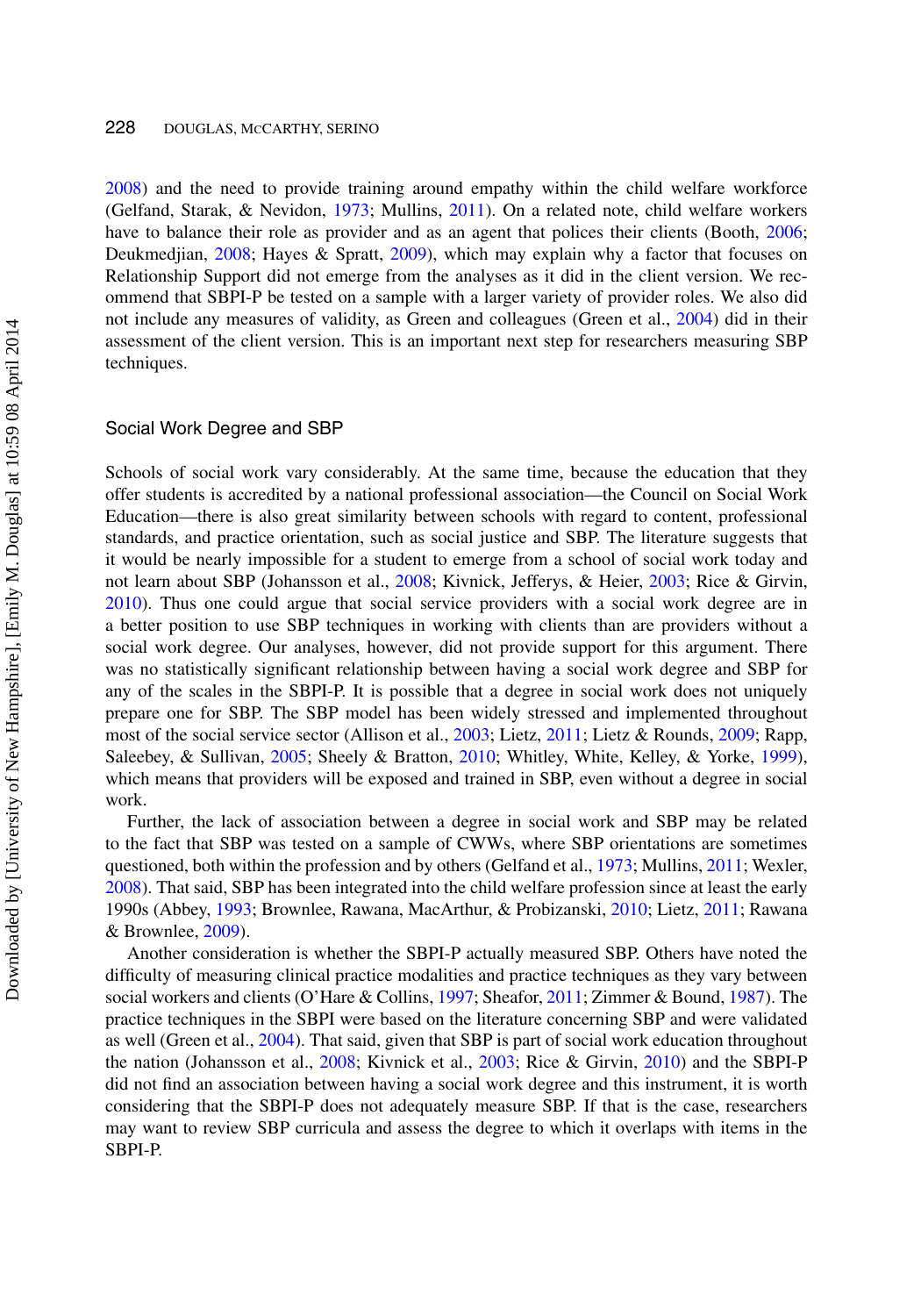2008) and the need to provide training around empathy within the child welfare workforce (Gelfand, Starak, & Nevidon, 1973; Mullins, 2011). On a related note, child welfare workers have to balance their role as provider and as an agent that polices their clients (Booth, 2006; Deukmedjian, 2008; Hayes & Spratt, 2009), which may explain why a factor that focuses on Relationship Support did not emerge from the analyses as it did in the client version. We recommend that SBPI-P be tested on a sample with a larger variety of provider roles. We also did not include any measures of validity, as Green and colleagues (Green et al., 2004) did in their assessment of the client version. This is an important next step for researchers measuring SBP techniques.

## Social Work Degree and SBP

Schools of social work vary considerably. At the same time, because the education that they offer students is accredited by a national professional association—the Council on Social Work Education—there is also great similarity between schools with regard to content, professional standards, and practice orientation, such as social justice and SBP. The literature suggests that it would be nearly impossible for a student to emerge from a school of social work today and not learn about SBP (Johansson et al., 2008; Kivnick, Jefferys, & Heier, 2003; Rice & Girvin, 2010). Thus one could argue that social service providers with a social work degree are in a better position to use SBP techniques in working with clients than are providers without a social work degree. Our analyses, however, did not provide support for this argument. There was no statistically significant relationship between having a social work degree and SBP for any of the scales in the SBPI-P. It is possible that a degree in social work does not uniquely prepare one for SBP. The SBP model has been widely stressed and implemented throughout most of the social service sector (Allison et al., 2003; Lietz, 2011; Lietz & Rounds, 2009; Rapp, Saleebey, & Sullivan, 2005; Sheely & Bratton, 2010; Whitley, White, Kelley, & Yorke, 1999), which means that providers will be exposed and trained in SBP, even without a degree in social work.

Further, the lack of association between a degree in social work and SBP may be related to the fact that SBP was tested on a sample of CWWs, where SBP orientations are sometimes questioned, both within the profession and by others (Gelfand et al., 1973; Mullins, 2011; Wexler, 2008). That said, SBP has been integrated into the child welfare profession since at least the early 1990s (Abbey, 1993; Brownlee, Rawana, MacArthur, & Probizanski, 2010; Lietz, 2011; Rawana & Brownlee, 2009).

Another consideration is whether the SBPI-P actually measured SBP. Others have noted the difficulty of measuring clinical practice modalities and practice techniques as they vary between social workers and clients (O'Hare & Collins, 1997; Sheafor, 2011; Zimmer & Bound, 1987). The practice techniques in the SBPI were based on the literature concerning SBP and were validated as well (Green et al., 2004). That said, given that SBP is part of social work education throughout the nation (Johansson et al., 2008; Kivnick et al., 2003; Rice & Girvin, 2010) and the SBPI-P did not find an association between having a social work degree and this instrument, it is worth considering that the SBPI-P does not adequately measure SBP. If that is the case, researchers may want to review SBP curricula and assess the degree to which it overlaps with items in the SBPI-P.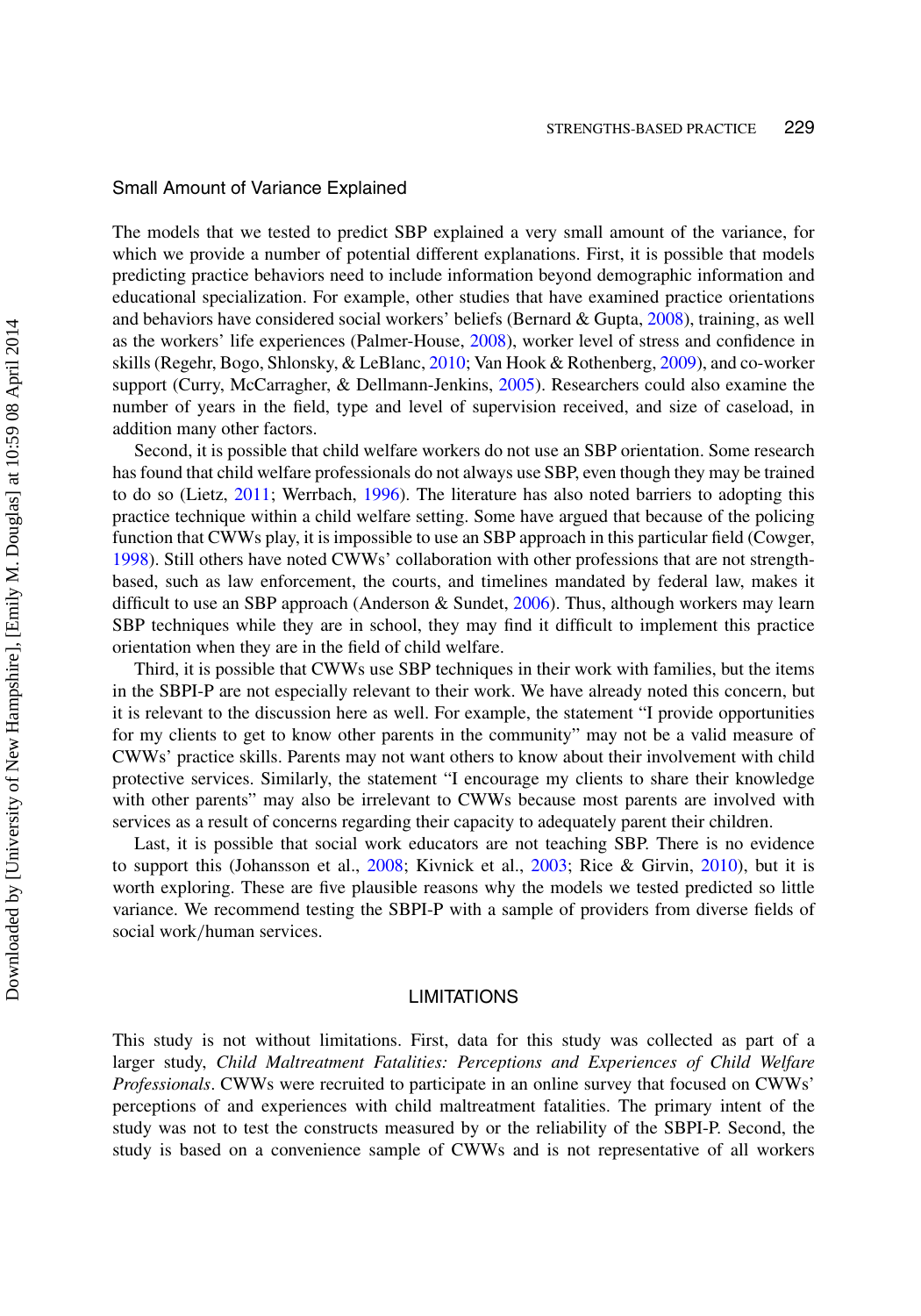## Small Amount of Variance Explained

The models that we tested to predict SBP explained a very small amount of the variance, for which we provide a number of potential different explanations. First, it is possible that models predicting practice behaviors need to include information beyond demographic information and educational specialization. For example, other studies that have examined practice orientations and behaviors have considered social workers' beliefs (Bernard & Gupta, 2008), training, as well as the workers' life experiences (Palmer-House, 2008), worker level of stress and confidence in skills (Regehr, Bogo, Shlonsky, & LeBlanc, 2010; Van Hook & Rothenberg, 2009), and co-worker support (Curry, McCarragher, & Dellmann-Jenkins, 2005). Researchers could also examine the number of years in the field, type and level of supervision received, and size of caseload, in addition many other factors.

Second, it is possible that child welfare workers do not use an SBP orientation. Some research has found that child welfare professionals do not always use SBP, even though they may be trained to do so (Lietz, 2011; Werrbach, 1996). The literature has also noted barriers to adopting this practice technique within a child welfare setting. Some have argued that because of the policing function that CWWs play, it is impossible to use an SBP approach in this particular field (Cowger, 1998). Still others have noted CWWs' collaboration with other professions that are not strength-based, such as law enforcement, the courts, and timelines mandated by federal law, makes it difficult to use an SBP approach (Anderson & Sundet, 2006). Thus, although workers may learn SBP techniques while they are in school, they may find it difficult to implement this practice orientation when they are in the field of child welfare.

Third, it is possible that CWWs use SBP techniques in their work with families, but the items in the SBPI-P are not especially relevant to their work. We have already noted this concern, but it is relevant to the discussion here as well. For example, the statement "I provide opportunities for my clients to get to know other parents in the community" may not be a valid measure of CWWs' practice skills. Parents may not want others to know about their involvement with child protective services. Similarly, the statement "I encourage my clients to share their knowledge with other parents" may also be irrelevant to CWWs because most parents are involved with services as a result of concerns regarding their capacity to adequately parent their children.

Last, it is possible that social work educators are not teaching SBP. There is no evidence to support this (Johansson et al., 2008; Kivnick et al., 2003; Rice & Girvin, 2010), but it is worth exploring. These are five plausible reasons why the models we tested predicted so little variance. We recommend testing the SBPI-P with a sample of providers from diverse fields of social work/human services.

## LIMITATIONS

This study is not without limitations. First, data for this study was collected as part of a larger study, *Child Maltreatment Fatalities: Perceptions and Experiences of Child Welfare Professionals*. CWWs were recruited to participate in an online survey that focused on CWWs' perceptions of and experiences with child maltreatment fatalities. The primary intent of the study was not to test the constructs measured by or the reliability of the SBPI-P. Second, the study is based on a convenience sample of CWWs and is not representative of all workers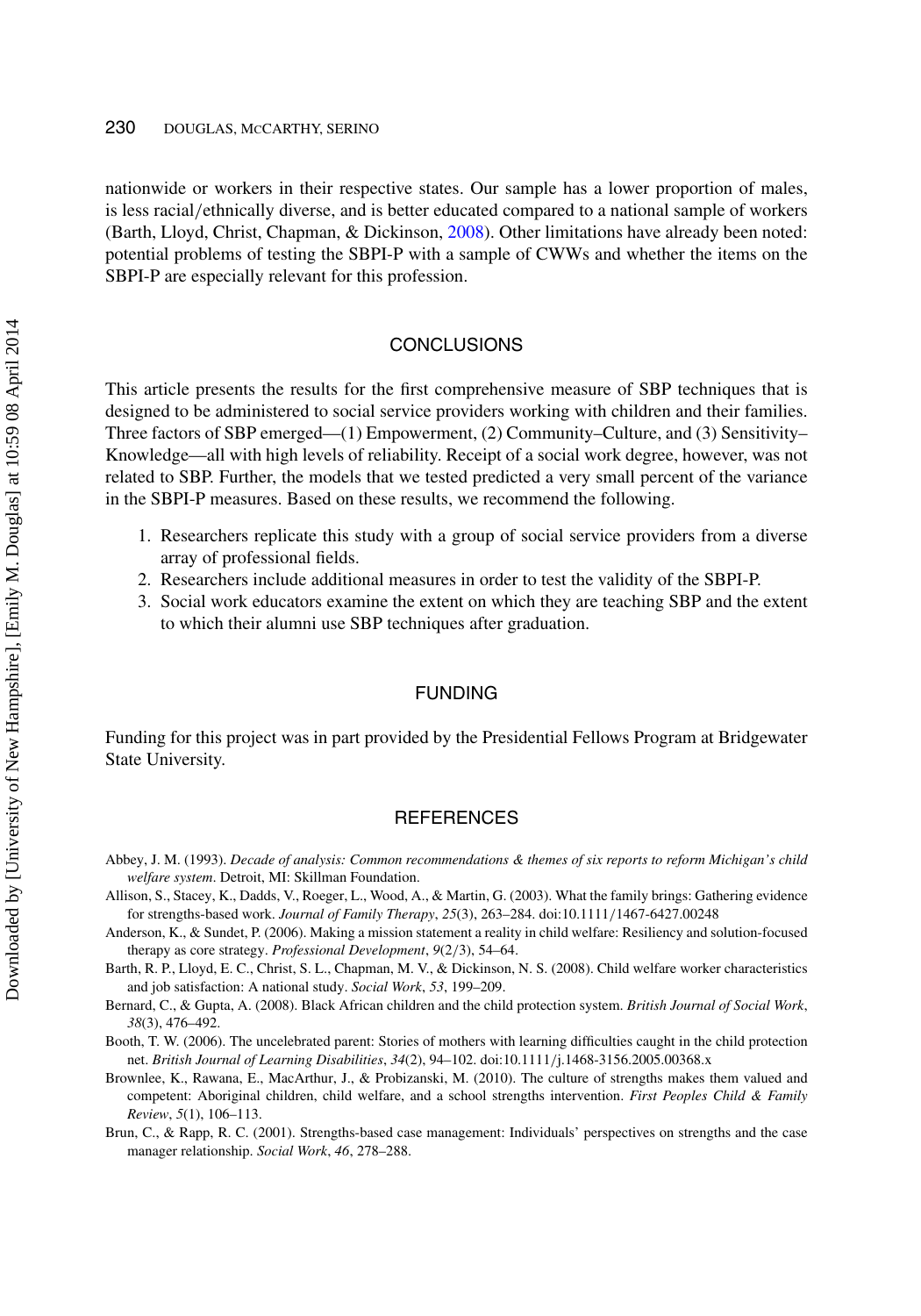nationwide or workers in their respective states. Our sample has a lower proportion of males, is less racial/ethnically diverse, and is better educated compared to a national sample of workers (Barth, Lloyd, Christ, Chapman, & Dickinson, 2008). Other limitations have already been noted: potential problems of testing the SBPI-P with a sample of CWWs and whether the items on the SBPI-P are especially relevant for this profession.

## CONCLUSIONS

This article presents the results for the first comprehensive measure of SBP techniques that is designed to be administered to social service providers working with children and their families. Three factors of SBP emerged—(1) Empowerment, (2) Community–Culture, and (3) Sensitivity–Knowledge—all with high levels of reliability. Receipt of a social work degree, however, was not related to SBP. Further, the models that we tested predicted a very small percent of the variance in the SBPI-P measures. Based on these results, we recommend the following.

1. Researchers replicate this study with a group of social service providers from a diverse array of professional fields.
2. Researchers include additional measures in order to test the validity of the SBPI-P.
3. Social work educators examine the extent on which they are teaching SBP and the extent to which their alumni use SBP techniques after graduation.

## FUNDING

Funding for this project was in part provided by the Presidential Fellows Program at Bridgewater State University.

## REFERENCES

Abbey, J. M. (1993). *Decade of analysis: Common recommendations & themes of six reports to reform Michigan's child welfare system*. Detroit, MI: Skillman Foundation.

Allison, S., Stacey, K., Dadds, V., Roeger, L., Wood, A., & Martin, G. (2003). What the family brings: Gathering evidence for strengths-based work. *Journal of Family Therapy*, *25*(3), 263–284. doi:10.1111/1467-6427.00248

Anderson, K., & Sundet, P. (2006). Making a mission statement a reality in child welfare: Resiliency and solution-focused therapy as core strategy. *Professional Development*, *9*(2/3), 54–64.

Barth, R. P., Lloyd, E. C., Christ, S. L., Chapman, M. V., & Dickinson, N. S. (2008). Child welfare worker characteristics and job satisfaction: A national study. *Social Work*, *53*, 199–209.

Bernard, C., & Gupta, A. (2008). Black African children and the child protection system. *British Journal of Social Work*, *38*(3), 476–492.

Booth, T. W. (2006). The uncelebrated parent: Stories of mothers with learning difficulties caught in the child protection net. *British Journal of Learning Disabilities*, *34*(2), 94–102. doi:10.1111/j.1468-3156.2005.00368.x

Brownlee, K., Rawana, E., MacArthur, J., & Probizanski, M. (2010). The culture of strengths makes them valued and competent: Aboriginal children, child welfare, and a school strengths intervention. *First Peoples Child & Family Review*, *5*(1), 106–113.

Brun, C., & Rapp, R. C. (2001). Strengths-based case management: Individuals' perspectives on strengths and the case manager relationship. *Social Work*, *46*, 278–288.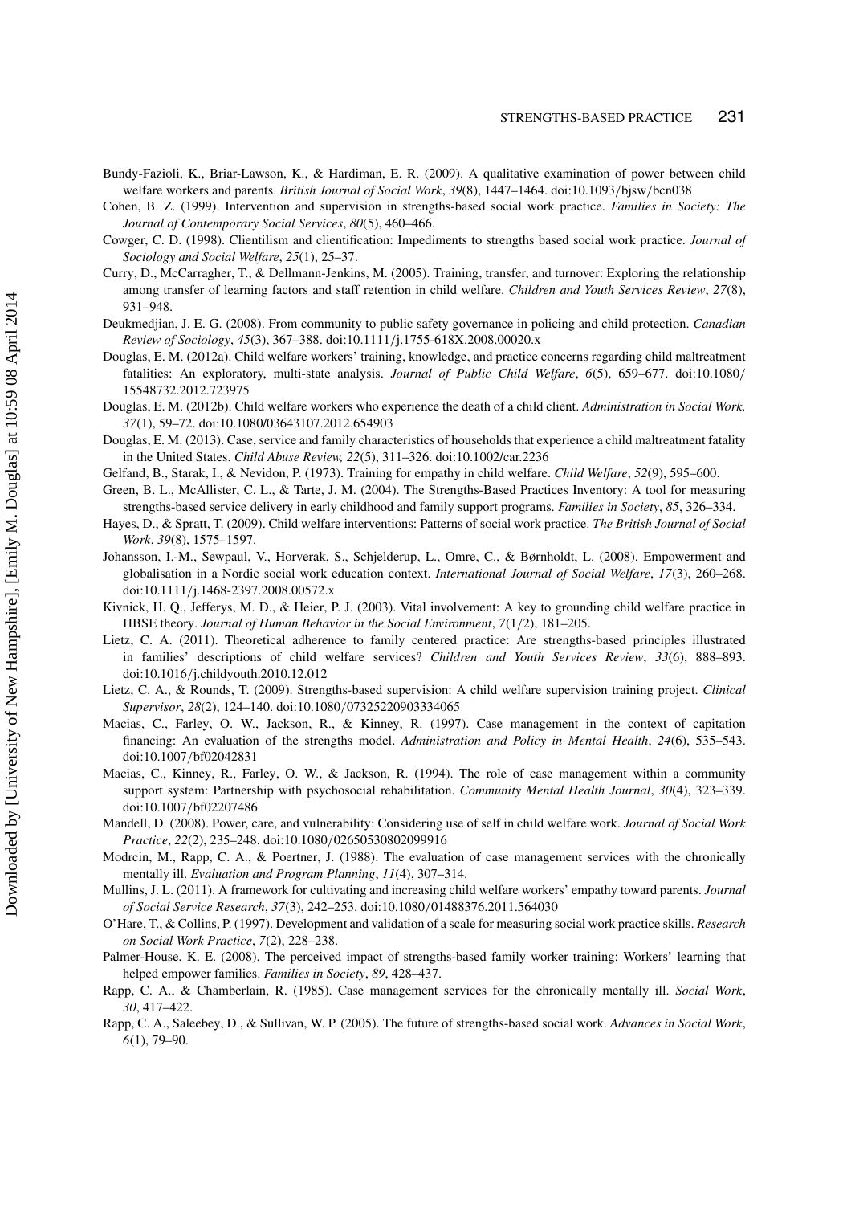Bundy-Fazioli, K., Briar-Lawson, K., & Hardiman, E. R. (2009). A qualitative examination of power between child welfare workers and parents. *British Journal of Social Work*, *39*(8), 1447–1464. doi:10.1093/bjsw/bcn038

Cohen, B. Z. (1999). Intervention and supervision in strengths-based social work practice. *Families in Society: The Journal of Contemporary Social Services*, *80*(5), 460–466.

Cowger, C. D. (1998). Clientilism and clientification: Impediments to strengths based social work practice. *Journal of Sociology and Social Welfare*, *25*(1), 25–37.

Curry, D., McCarragher, T., & Dellmann-Jenkins, M. (2005). Training, transfer, and turnover: Exploring the relationship among transfer of learning factors and staff retention in child welfare. *Children and Youth Services Review*, *27*(8), 931–948.

Deukmedjian, J. E. G. (2008). From community to public safety governance in policing and child protection. *Canadian Review of Sociology*, *45*(3), 367–388. doi:10.1111/j.1755-618X.2008.00020.x

Douglas, E. M. (2012a). Child welfare workers' training, knowledge, and practice concerns regarding child maltreatment fatalities: An exploratory, multi-state analysis. *Journal of Public Child Welfare*, *6*(5), 659–677. doi:10.1080/15548732.2012.723975

Douglas, E. M. (2012b). Child welfare workers who experience the death of a child client. *Administration in Social Work, 37*(1), 59–72. doi:10.1080/03643107.2012.654903

Douglas, E. M. (2013). Case, service and family characteristics of households that experience a child maltreatment fatality in the United States. *Child Abuse Review, 22*(5), 311–326. doi:10.1002/car.2236

Gelfand, B., Starak, I., & Nevidon, P. (1973). Training for empathy in child welfare. *Child Welfare*, *52*(9), 595–600.

Green, B. L., McAllister, C. L., & Tarte, J. M. (2004). The Strengths-Based Practices Inventory: A tool for measuring strengths-based service delivery in early childhood and family support programs. *Families in Society*, *85*, 326–334.

Hayes, D., & Spratt, T. (2009). Child welfare interventions: Patterns of social work practice. *The British Journal of Social Work*, *39*(8), 1575–1597.

Johansson, I.-M., Sewpaul, V., Horverak, S., Schjelderup, L., Omre, C., & Børnholdt, L. (2008). Empowerment and globalisation in a Nordic social work education context. *International Journal of Social Welfare*, *17*(3), 260–268. doi:10.1111/j.1468-2397.2008.00572.x

Kivnick, H. Q., Jefferys, M. D., & Heier, P. J. (2003). Vital involvement: A key to grounding child welfare practice in HBSE theory. *Journal of Human Behavior in the Social Environment*, *7*(1/2), 181–205.

Lietz, C. A. (2011). Theoretical adherence to family centered practice: Are strengths-based principles illustrated in families' descriptions of child welfare services? *Children and Youth Services Review*, *33*(6), 888–893. doi:10.1016/j.childyouth.2010.12.012

Lietz, C. A., & Rounds, T. (2009). Strengths-based supervision: A child welfare supervision training project. *Clinical Supervisor*, *28*(2), 124–140. doi:10.1080/07325220903334065

Macias, C., Farley, O. W., Jackson, R., & Kinney, R. (1997). Case management in the context of capitation financing: An evaluation of the strengths model. *Administration and Policy in Mental Health*, *24*(6), 535–543. doi:10.1007/bf02042831

Macias, C., Kinney, R., Farley, O. W., & Jackson, R. (1994). The role of case management within a community support system: Partnership with psychosocial rehabilitation. *Community Mental Health Journal*, *30*(4), 323–339. doi:10.1007/bf02207486

Mandell, D. (2008). Power, care, and vulnerability: Considering use of self in child welfare work. *Journal of Social Work Practice*, *22*(2), 235–248. doi:10.1080/02650530802099916

Modrcin, M., Rapp, C. A., & Poertner, J. (1988). The evaluation of case management services with the chronically mentally ill. *Evaluation and Program Planning*, *11*(4), 307–314.

Mullins, J. L. (2011). A framework for cultivating and increasing child welfare workers' empathy toward parents. *Journal of Social Service Research*, *37*(3), 242–253. doi:10.1080/01488376.2011.564030

O'Hare, T., & Collins, P. (1997). Development and validation of a scale for measuring social work practice skills. *Research on Social Work Practice*, *7*(2), 228–238.

Palmer-House, K. E. (2008). The perceived impact of strengths-based family worker training: Workers' learning that helped empower families. *Families in Society*, *89*, 428–437.

Rapp, C. A., & Chamberlain, R. (1985). Case management services for the chronically mentally ill. *Social Work*, *30*, 417–422.

Rapp, C. A., Saleebey, D., & Sullivan, W. P. (2005). The future of strengths-based social work. *Advances in Social Work*, *6*(1), 79–90.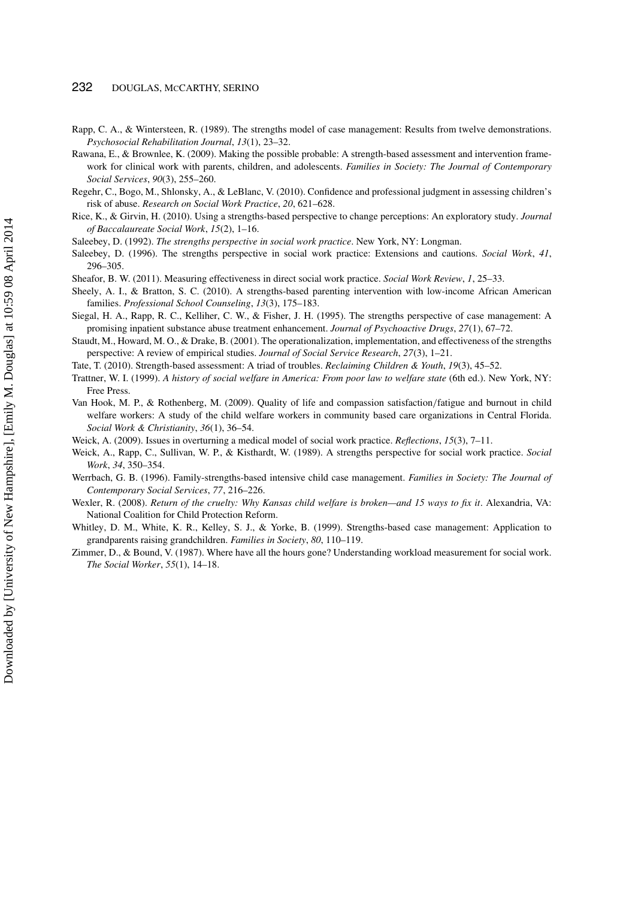Rapp, C. A., & Wintersteen, R. (1989). The strengths model of case management: Results from twelve demonstrations. *Psychosocial Rehabilitation Journal*, *13*(1), 23–32.

Rawana, E., & Brownlee, K. (2009). Making the possible probable: A strength-based assessment and intervention framework for clinical work with parents, children, and adolescents. *Families in Society: The Journal of Contemporary Social Services*, *90*(3), 255–260.

Regehr, C., Bogo, M., Shlonsky, A., & LeBlanc, V. (2010). Confidence and professional judgment in assessing children's risk of abuse. *Research on Social Work Practice*, *20*, 621–628.

Rice, K., & Girvin, H. (2010). Using a strengths-based perspective to change perceptions: An exploratory study. *Journal of Baccalaureate Social Work*, *15*(2), 1–16.

Saleebey, D. (1992). *The strengths perspective in social work practice*. New York, NY: Longman.

Saleebey, D. (1996). The strengths perspective in social work practice: Extensions and cautions. *Social Work*, *41*, 296–305.

Sheafor, B. W. (2011). Measuring effectiveness in direct social work practice. *Social Work Review*, *1*, 25–33.

Sheely, A. I., & Bratton, S. C. (2010). A strengths-based parenting intervention with low-income African American families. *Professional School Counseling*, *13*(3), 175–183.

Siegal, H. A., Rapp, R. C., Kelliher, C. W., & Fisher, J. H. (1995). The strengths perspective of case management: A promising inpatient substance abuse treatment enhancement. *Journal of Psychoactive Drugs*, *27*(1), 67–72.

Staudt, M., Howard, M. O., & Drake, B. (2001). The operationalization, implementation, and effectiveness of the strengths perspective: A review of empirical studies. *Journal of Social Service Research*, *27*(3), 1–21.

Tate, T. (2010). Strength-based assessment: A triad of troubles. *Reclaiming Children & Youth*, *19*(3), 45–52.

Trattner, W. I. (1999). *A history of social welfare in America: From poor law to welfare state* (6th ed.). New York, NY: Free Press.

Van Hook, M. P., & Rothenberg, M. (2009). Quality of life and compassion satisfaction/fatigue and burnout in child welfare workers: A study of the child welfare workers in community based care organizations in Central Florida. *Social Work & Christianity*, *36*(1), 36–54.

Weick, A. (2009). Issues in overturning a medical model of social work practice. *Reflections*, *15*(3), 7–11.

Weick, A., Rapp, C., Sullivan, W. P., & Kisthardt, W. (1989). A strengths perspective for social work practice. *Social Work*, *34*, 350–354.

Werrbach, G. B. (1996). Family-strengths-based intensive child case management. *Families in Society: The Journal of Contemporary Social Services*, *77*, 216–226.

Wexler, R. (2008). *Return of the cruelty: Why Kansas child welfare is broken—and 15 ways to fix it*. Alexandria, VA: National Coalition for Child Protection Reform.

Whitley, D. M., White, K. R., Kelley, S. J., & Yorke, B. (1999). Strengths-based case management: Application to grandparents raising grandchildren. *Families in Society*, *80*, 110–119.

Zimmer, D., & Bound, V. (1987). Where have all the hours gone? Understanding workload measurement for social work. *The Social Worker*, *55*(1), 14–18.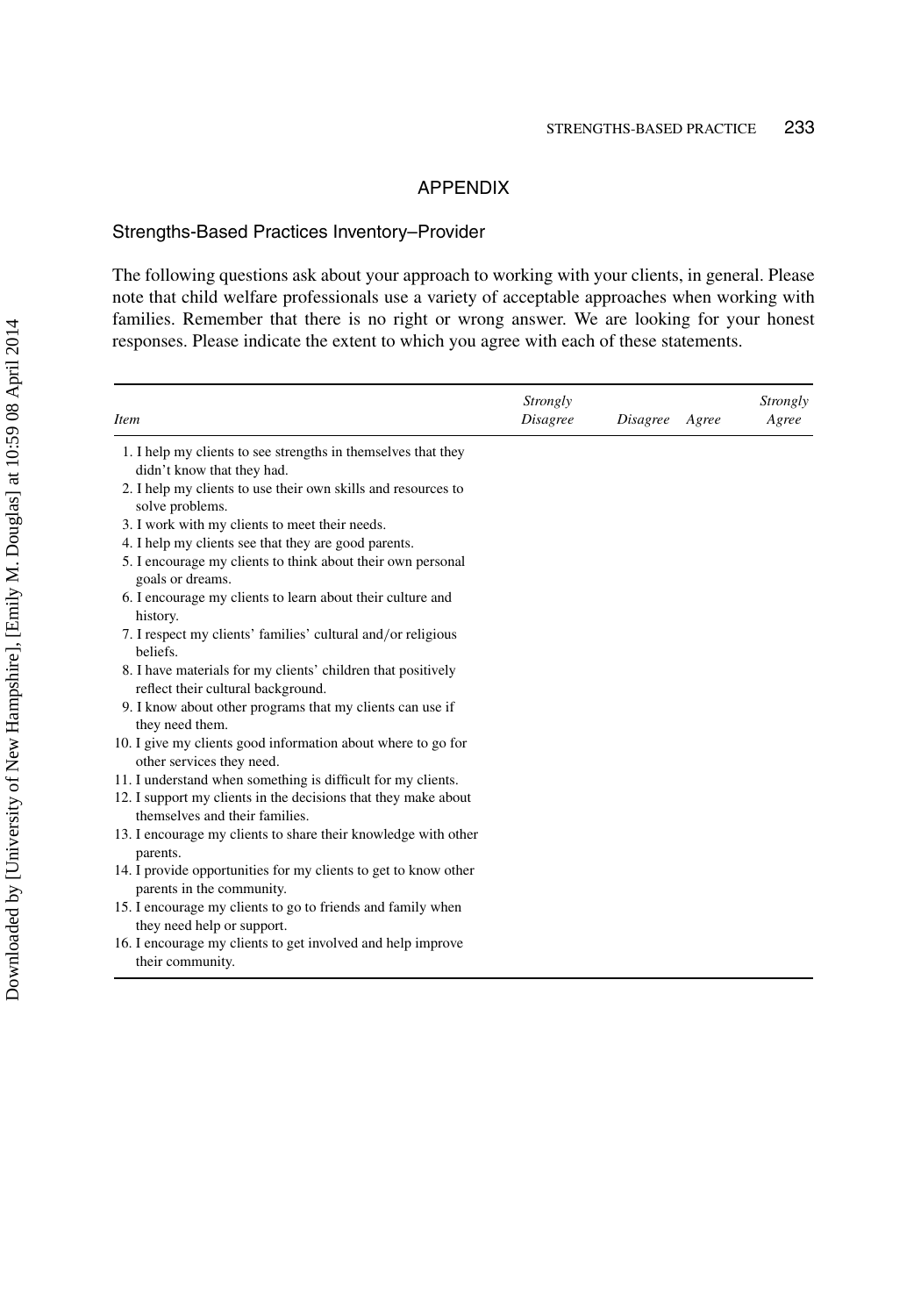## APPENDIX

### Strengths-Based Practices Inventory–Provider

The following questions ask about your approach to working with your clients, in general. Please note that child welfare professionals use a variety of acceptable approaches when working with families. Remember that there is no right or wrong answer. We are looking for your honest responses. Please indicate the extent to which you agree with each of these statements.

| *Item* | *Strongly Disagree* | *Disagree* | *Agree* | *Strongly Agree* |
|---|---|---|---|---|
| 1. I help my clients to see strengths in themselves that they didn't know that they had. | | | | |
| 2. I help my clients to use their own skills and resources to solve problems. | | | | |
| 3. I work with my clients to meet their needs. | | | | |
| 4. I help my clients see that they are good parents. | | | | |
| 5. I encourage my clients to think about their own personal goals or dreams. | | | | |
| 6. I encourage my clients to learn about their culture and history. | | | | |
| 7. I respect my clients' families' cultural and/or religious beliefs. | | | | |
| 8. I have materials for my clients' children that positively reflect their cultural background. | | | | |
| 9. I know about other programs that my clients can use if they need them. | | | | |
| 10. I give my clients good information about where to go for other services they need. | | | | |
| 11. I understand when something is difficult for my clients. | | | | |
| 12. I support my clients in the decisions that they make about themselves and their families. | | | | |
| 13. I encourage my clients to share their knowledge with other parents. | | | | |
| 14. I provide opportunities for my clients to get to know other parents in the community. | | | | |
| 15. I encourage my clients to go to friends and family when they need help or support. | | | | |
| 16. I encourage my clients to get involved and help improve their community. | | | | |